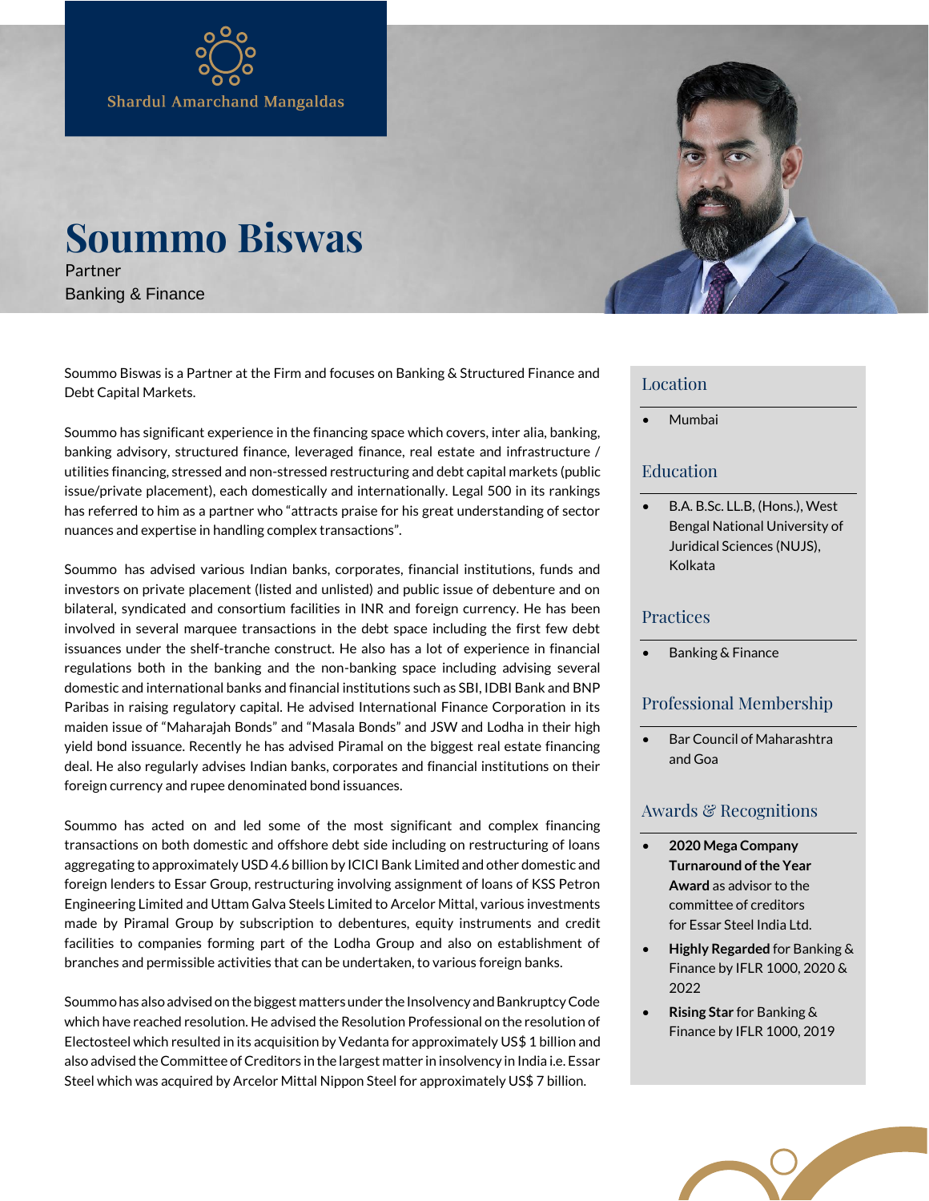Shardul Amarchand Mangaldas

# Soummo Biswas

Partner

Banking & Finance

Soummo Biswas is a Partner at the Firm and focuses on Banking & Structured Finance and Debt Capital Markets.

Soummo has significant experience in the financing space which covers, inter alia, banking, banking advisory, structured finance, leveraged finance, real estate and infrastructure / utilities financing, stressed and non-stressed restructuring and debt capital markets (public issue/private placement), each domestically and internationally. Legal 500 in its rankings has referred to him as a partner who "attracts praise for his great understanding of sector nuances and expertise in handling complex transactions".

Soummo has advised various Indian banks, corporates, financial institutions, funds and investors on private placement (listed and unlisted) and public issue of debenture and on bilateral, syndicated and consortium facilities in INR and foreign currency. He has been involved in several marquee transactions in the debt space including the first few debt issuances under the shelf-tranche construct. He also has a lot of experience in financial regulations both in the banking and the non-banking space including advising several domestic and international banks and financial institutions such as SBI, IDBI Bank and BNP Paribas in raising regulatory capital. He advised International Finance Corporation in its maiden issue of "Maharajah Bonds" and "Masala Bonds" and JSW and Lodha in their high yield bond issuance. Recently he has advised Piramal on the biggest real estate financing deal. He also regularly advises Indian banks, corporates and financial institutions on their foreign currency and rupee denominated bond issuances.

Soummo has acted on and led some of the most significant and complex financing transactions on both domestic and offshore debt side including on restructuring of loans aggregating to approximately USD 4.6 billion by ICICI Bank Limited and other domestic and foreign lenders to Essar Group, restructuring involving assignment of loans of KSS Petron Engineering Limited and Uttam Galva Steels Limited to Arcelor Mittal, various investments made by Piramal Group by subscription to debentures, equity instruments and credit facilities to companies forming part of the Lodha Group and also on establishment of branches and permissible activities that can be undertaken, to various foreign banks.

Soummo has also advised on the biggest matters under the Insolvency and Bankruptcy Code which have reached resolution. He advised the Resolution Professional on the resolution of Electosteel which resulted in its acquisition by Vedanta for approximately US$ 1 billion and also advised the Committee of Creditors in the largest matter in insolvency in India i.e. Essar Steel which was acquired by Arcelor Mittal Nippon Steel for approximately US$ 7 billion.

## Location

- Mumbai

## Education

- B.A. B.Sc. LL.B, (Hons.), West Bengal National University of Juridical Sciences (NUJS), Kolkata

## Practices

- Banking & Finance

## Professional Membership

- Bar Council of Maharashtra and Goa

## Awards & Recognitions

- **2020 Mega Company Turnaround of the Year Award** as advisor to the committee of creditors for Essar Steel India Ltd.
- **Highly Regarded** for Banking & Finance by IFLR 1000, 2020 & 2022
- **Rising Star** for Banking & Finance by IFLR 1000, 2019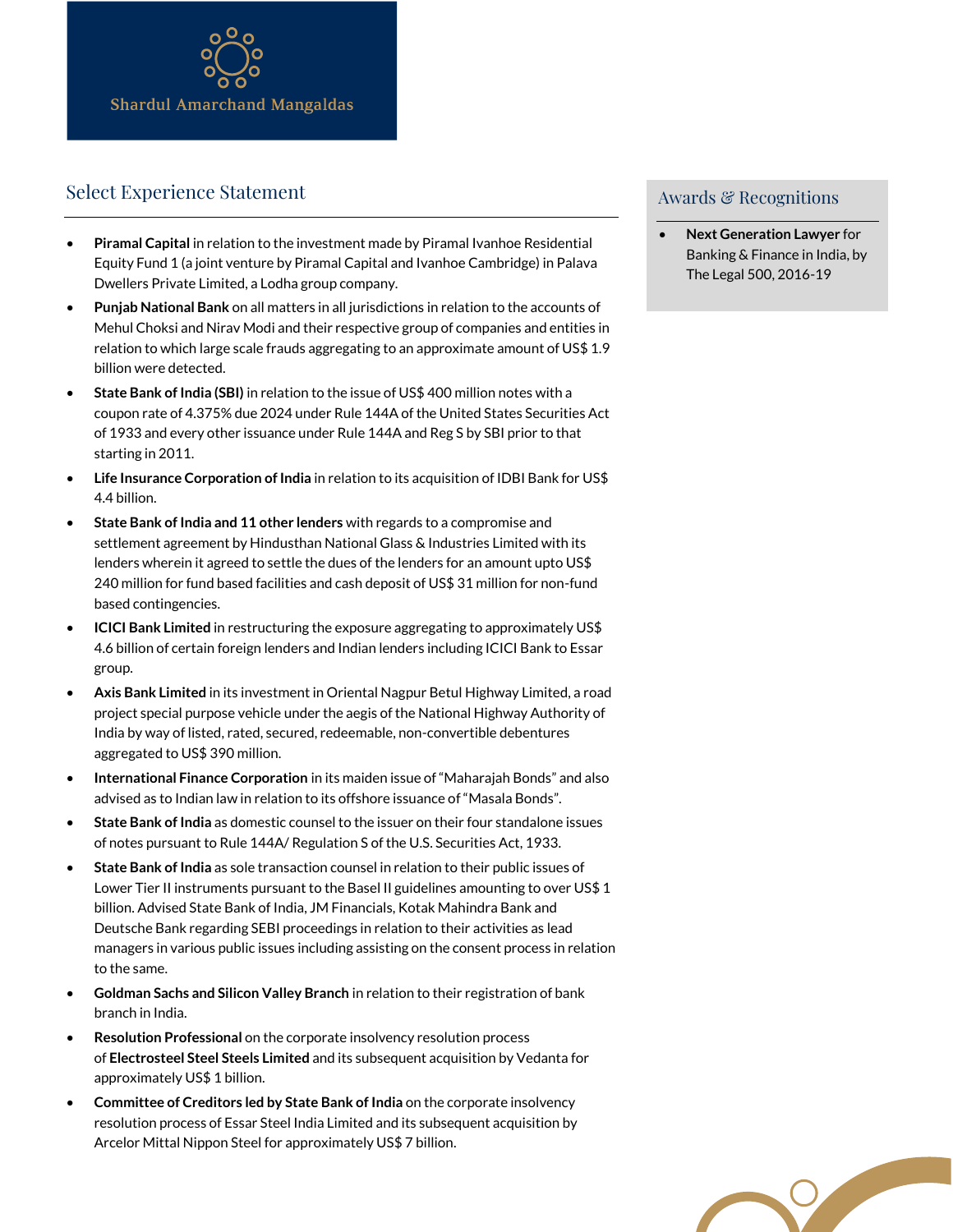Shardul Amarchand Mangaldas

## Select Experience Statement

- **Piramal Capital** in relation to the investment made by Piramal Ivanhoe Residential Equity Fund 1 (a joint venture by Piramal Capital and Ivanhoe Cambridge) in Palava Dwellers Private Limited, a Lodha group company.
- **Punjab National Bank** on all matters in all jurisdictions in relation to the accounts of Mehul Choksi and Nirav Modi and their respective group of companies and entities in relation to which large scale frauds aggregating to an approximate amount of US$ 1.9 billion were detected.
- **State Bank of India (SBI)** in relation to the issue of US$ 400 million notes with a coupon rate of 4.375% due 2024 under Rule 144A of the United States Securities Act of 1933 and every other issuance under Rule 144A and Reg S by SBI prior to that starting in 2011.
- **Life Insurance Corporation of India** in relation to its acquisition of IDBI Bank for US$ 4.4 billion.
- **State Bank of India and 11 other lenders** with regards to a compromise and settlement agreement by Hindusthan National Glass & Industries Limited with its lenders wherein it agreed to settle the dues of the lenders for an amount upto US$ 240 million for fund based facilities and cash deposit of US$ 31 million for non-fund based contingencies.
- **ICICI Bank Limited** in restructuring the exposure aggregating to approximately US$ 4.6 billion of certain foreign lenders and Indian lenders including ICICI Bank to Essar group.
- **Axis Bank Limited** in its investment in Oriental Nagpur Betul Highway Limited, a road project special purpose vehicle under the aegis of the National Highway Authority of India by way of listed, rated, secured, redeemable, non-convertible debentures aggregated to US$ 390 million.
- **International Finance Corporation** in its maiden issue of "Maharajah Bonds" and also advised as to Indian law in relation to its offshore issuance of "Masala Bonds".
- **State Bank of India** as domestic counsel to the issuer on their four standalone issues of notes pursuant to Rule 144A/ Regulation S of the U.S. Securities Act, 1933.
- **State Bank of India** as sole transaction counsel in relation to their public issues of Lower Tier II instruments pursuant to the Basel II guidelines amounting to over US$ 1 billion. Advised State Bank of India, JM Financials, Kotak Mahindra Bank and Deutsche Bank regarding SEBI proceedings in relation to their activities as lead managers in various public issues including assisting on the consent process in relation to the same.
- **Goldman Sachs and Silicon Valley Branch** in relation to their registration of bank branch in India.
- **Resolution Professional** on the corporate insolvency resolution process of **Electrosteel Steel Steels Limited** and its subsequent acquisition by Vedanta for approximately US$ 1 billion.
- **Committee of Creditors led by State Bank of India** on the corporate insolvency resolution process of Essar Steel India Limited and its subsequent acquisition by Arcelor Mittal Nippon Steel for approximately US$ 7 billion.

## Awards & Recognitions

- **Next Generation Lawyer** for Banking & Finance in India, by The Legal 500, 2016-19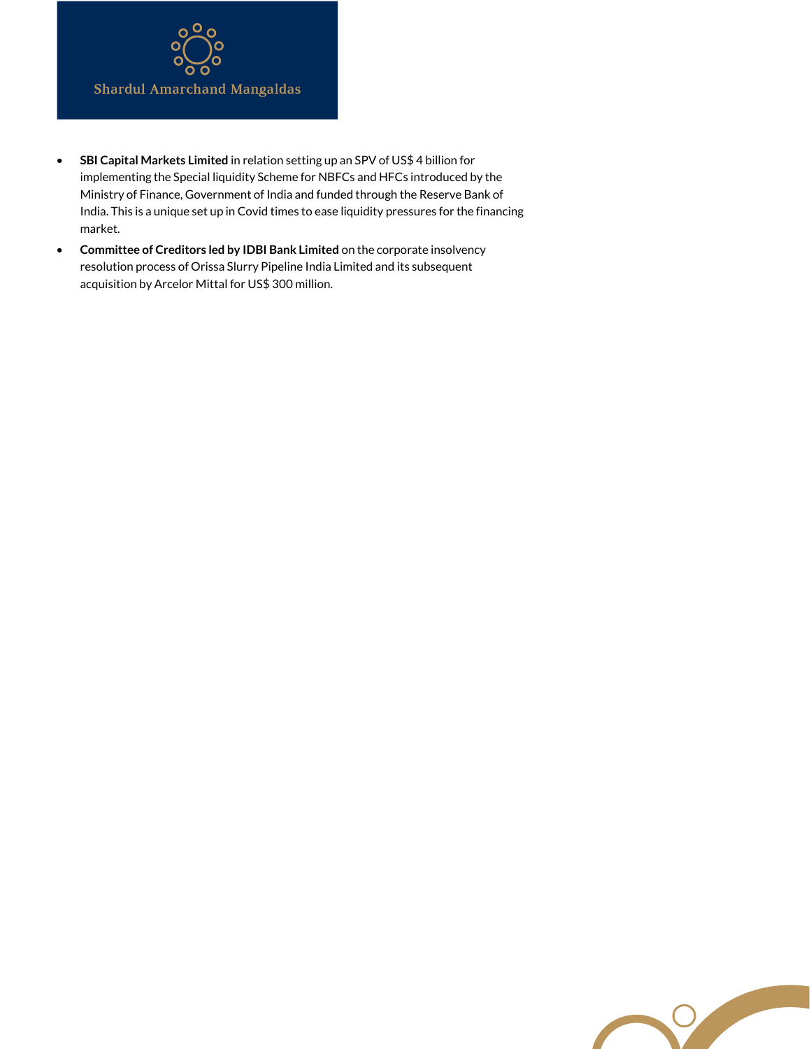- **SBI Capital Markets Limited** in relation setting up an SPV of US$ 4 billion for implementing the Special liquidity Scheme for NBFCs and HFCs introduced by the Ministry of Finance, Government of India and funded through the Reserve Bank of India. This is a unique set up in Covid times to ease liquidity pressures for the financing market.
- **Committee of Creditors led by IDBI Bank Limited** on the corporate insolvency resolution process of Orissa Slurry Pipeline India Limited and its subsequent acquisition by Arcelor Mittal for US$ 300 million.